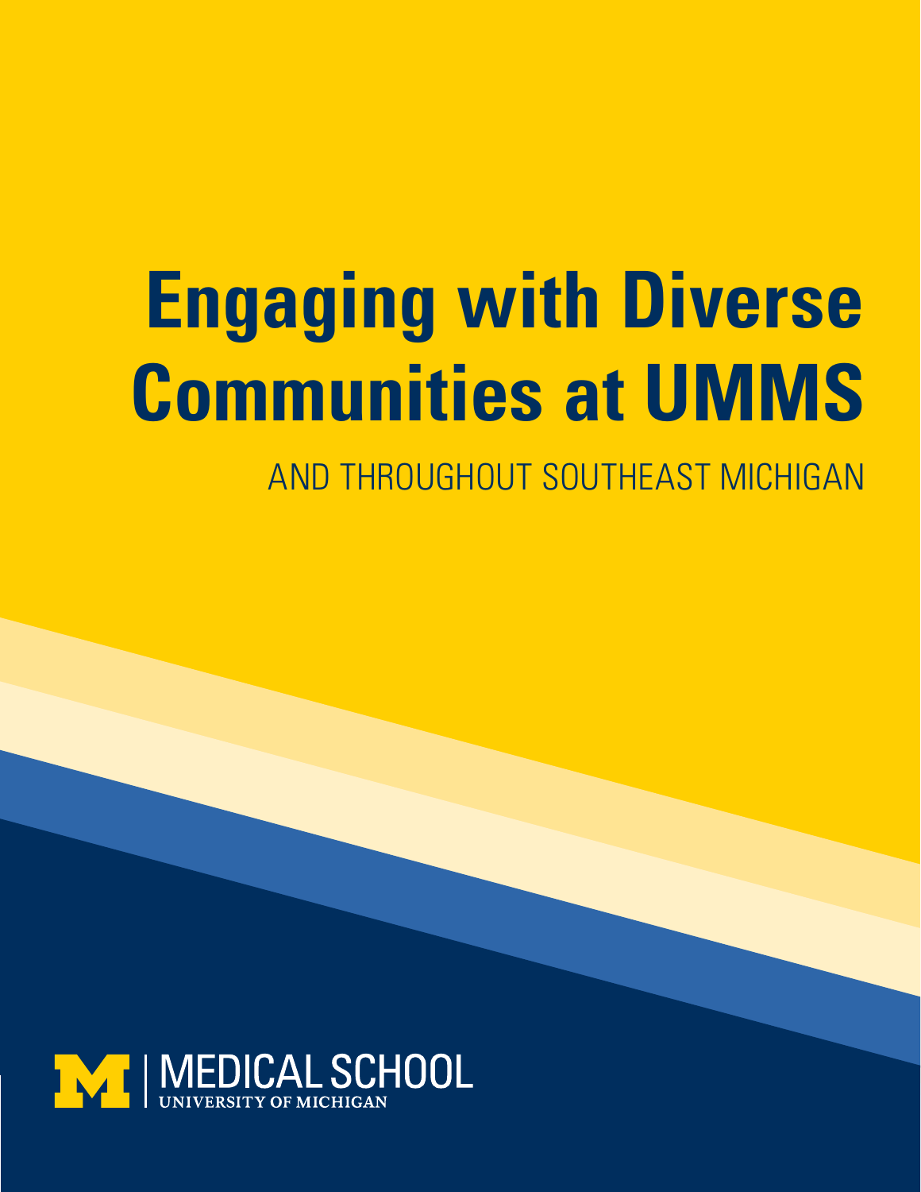# Engaging with Diverse Communities at UMMS

## AND THROUGHOUT SOUTHEAST MICHIGAN

MEDICAL SCHOOL
UNIVERSITY OF MICHIGAN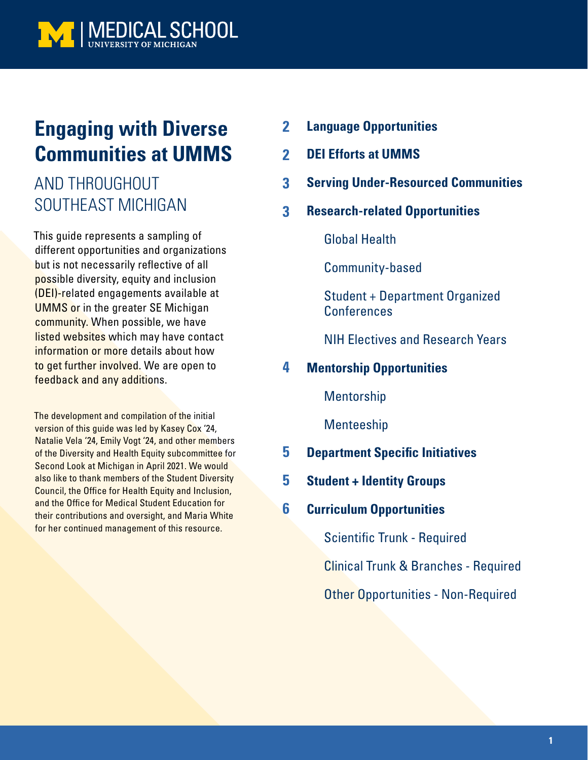MEDICAL SCHOOL
UNIVERSITY OF MICHIGAN

# Engaging with Diverse Communities at UMMS

## AND THROUGHOUT SOUTHEAST MICHIGAN

This guide represents a sampling of different opportunities and organizations but is not necessarily reflective of all possible diversity, equity and inclusion (DEI)-related engagements available at UMMS or in the greater SE Michigan community. When possible, we have listed websites which may have contact information or more details about how to get further involved. We are open to feedback and any additions.

The development and compilation of the initial version of this guide was led by Kasey Cox '24, Natalie Vela '24, Emily Vogt '24, and other members of the Diversity and Health Equity subcommittee for Second Look at Michigan in April 2021. We would also like to thank members of the Student Diversity Council, the Office for Health Equity and Inclusion, and the Office for Medical Student Education for their contributions and oversight, and Maria White for her continued management of this resource.

- **2** **Language Opportunities**
- **2** **DEI Efforts at UMMS**
- **3** **Serving Under-Resourced Communities**
- **3** **Research-related Opportunities**
  - Global Health
  - Community-based
  - Student + Department Organized Conferences
  - NIH Electives and Research Years
- **4** **Mentorship Opportunities**
  - Mentorship
  - Menteeship
- **5** **Department Specific Initiatives**
- **5** **Student + Identity Groups**
- **6** **Curriculum Opportunities**
  - Scientific Trunk - Required
  - Clinical Trunk & Branches - Required
  - Other Opportunities - Non-Required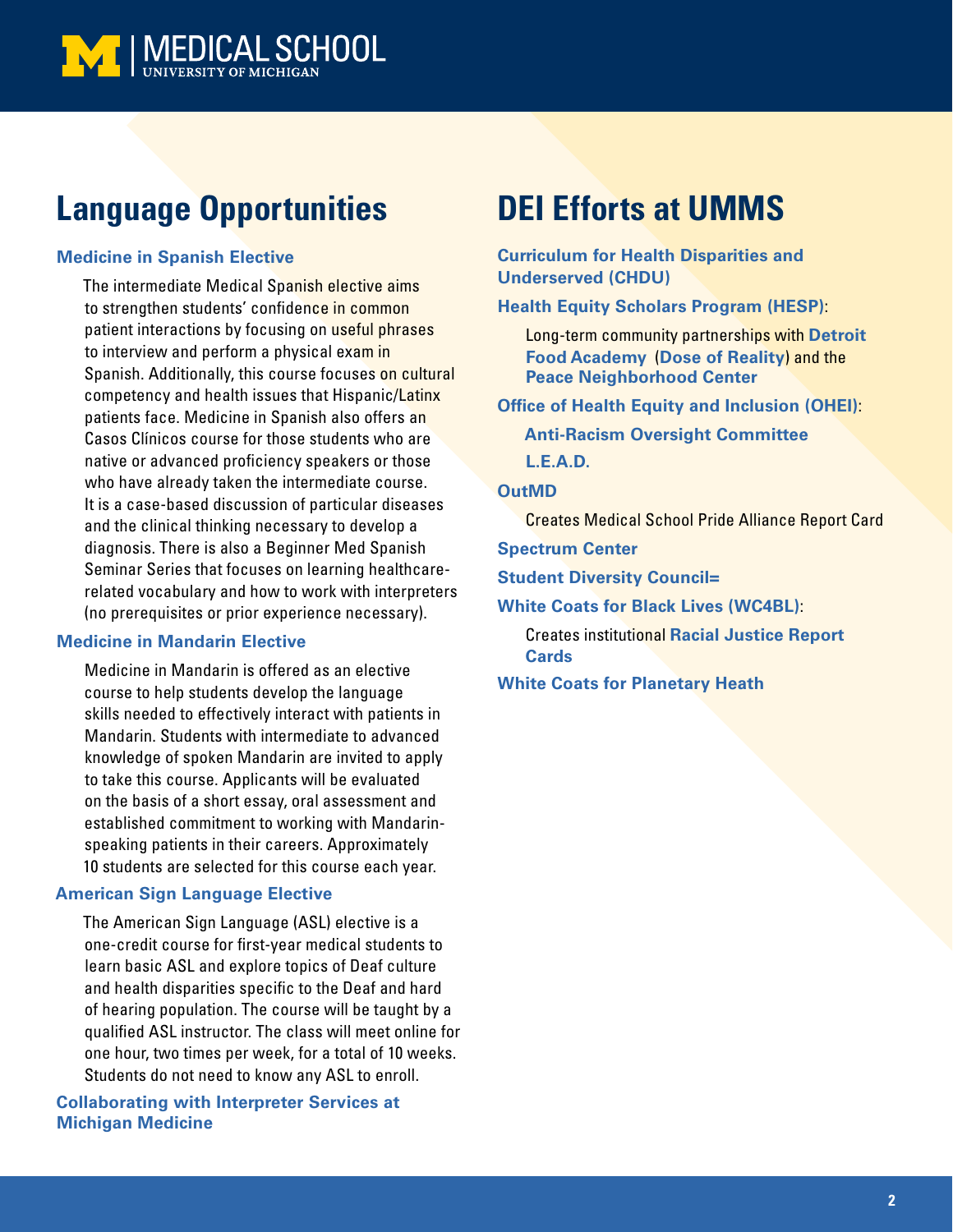# Language Opportunities

### Medicine in Spanish Elective

The intermediate Medical Spanish elective aims to strengthen students' confidence in common patient interactions by focusing on useful phrases to interview and perform a physical exam in Spanish. Additionally, this course focuses on cultural competency and health issues that Hispanic/Latinx patients face. Medicine in Spanish also offers an Casos Clínicos course for those students who are native or advanced proficiency speakers or those who have already taken the intermediate course. It is a case-based discussion of particular diseases and the clinical thinking necessary to develop a diagnosis. There is also a Beginner Med Spanish Seminar Series that focuses on learning healthcare-related vocabulary and how to work with interpreters (no prerequisites or prior experience necessary).

### Medicine in Mandarin Elective

Medicine in Mandarin is offered as an elective course to help students develop the language skills needed to effectively interact with patients in Mandarin. Students with intermediate to advanced knowledge of spoken Mandarin are invited to apply to take this course. Applicants will be evaluated on the basis of a short essay, oral assessment and established commitment to working with Mandarin-speaking patients in their careers. Approximately 10 students are selected for this course each year.

### American Sign Language Elective

The American Sign Language (ASL) elective is a one-credit course for first-year medical students to learn basic ASL and explore topics of Deaf culture and health disparities specific to the Deaf and hard of hearing population. The course will be taught by a qualified ASL instructor. The class will meet online for one hour, two times per week, for a total of 10 weeks. Students do not need to know any ASL to enroll.

### Collaborating with Interpreter Services at Michigan Medicine

# DEI Efforts at UMMS

**Curriculum for Health Disparities and Underserved (CHDU)**

**Health Equity Scholars Program (HESP)**:

Long-term community partnerships with **Detroit Food Academy** (**Dose of Reality**) and the **Peace Neighborhood Center**

**Office of Health Equity and Inclusion (OHEI)**:

**Anti-Racism Oversight Committee**

**L.E.A.D.**

**OutMD**

Creates Medical School Pride Alliance Report Card

**Spectrum Center**

**Student Diversity Council=**

**White Coats for Black Lives (WC4BL)**:

Creates institutional **Racial Justice Report Cards**

**White Coats for Planetary Heath**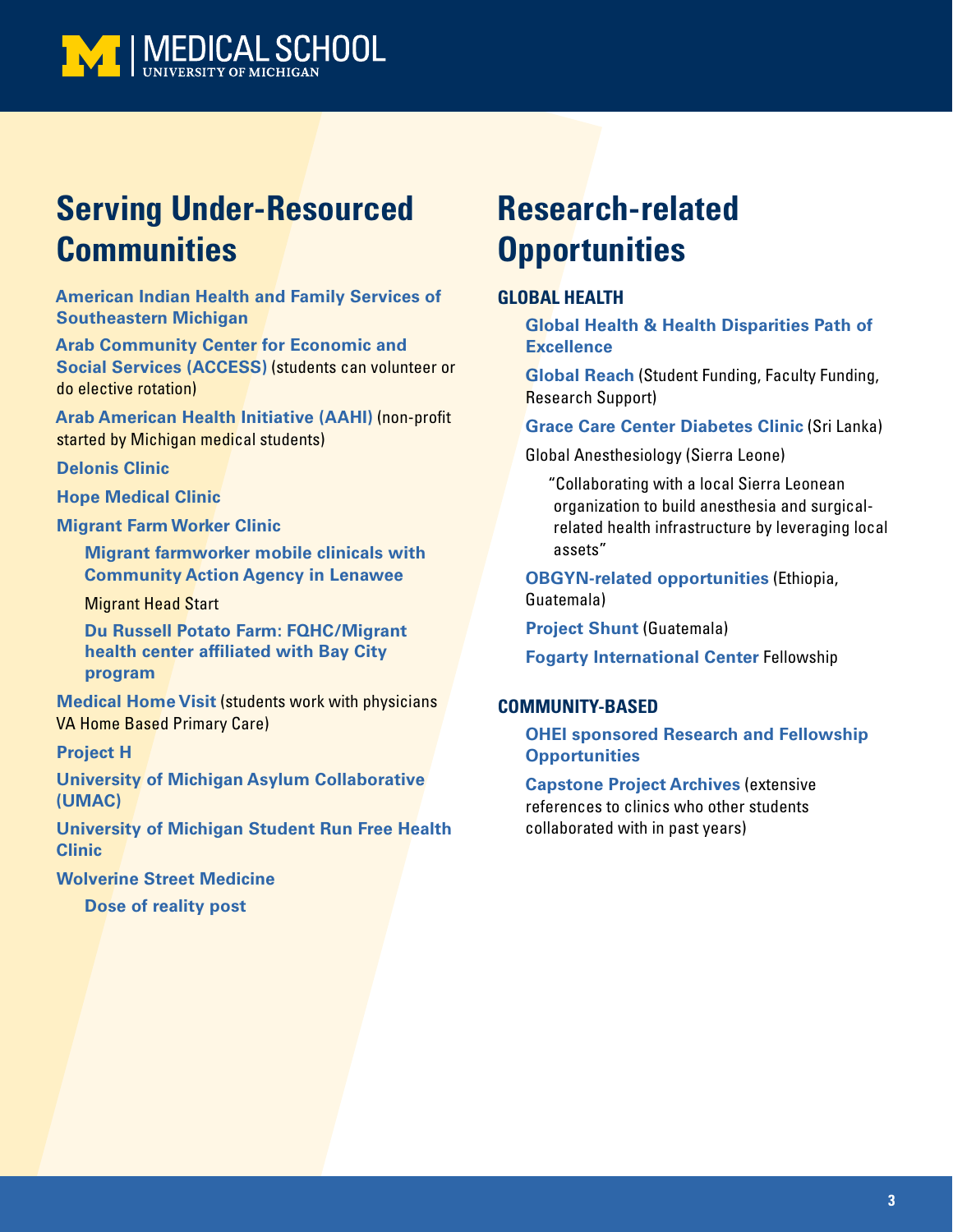## Serving Under-Resourced Communities

**American Indian Health and Family Services of Southeastern Michigan**

**Arab Community Center for Economic and Social Services (ACCESS)** (students can volunteer or do elective rotation)

**Arab American Health Initiative (AAHI)** (non-profit started by Michigan medical students)

**Delonis Clinic**

**Hope Medical Clinic**

**Migrant Farm Worker Clinic**

- **Migrant farmworker mobile clinicals with Community Action Agency in Lenawee**
- Migrant Head Start
- **Du Russell Potato Farm: FQHC/Migrant health center affiliated with Bay City program**

**Medical Home Visit** (students work with physicians VA Home Based Primary Care)

**Project H**

**University of Michigan Asylum Collaborative (UMAC)**

**University of Michigan Student Run Free Health Clinic**

**Wolverine Street Medicine**

- **Dose of reality post**

## Research-related Opportunities

### GLOBAL HEALTH

**Global Health & Health Disparities Path of Excellence**

**Global Reach** (Student Funding, Faculty Funding, Research Support)

**Grace Care Center Diabetes Clinic** (Sri Lanka)

Global Anesthesiology (Sierra Leone)

> "Collaborating with a local Sierra Leonean organization to build anesthesia and surgical-related health infrastructure by leveraging local assets"

**OBGYN-related opportunities** (Ethiopia, Guatemala)

**Project Shunt** (Guatemala)

**Fogarty International Center** Fellowship

### COMMUNITY-BASED

**OHEI sponsored Research and Fellowship Opportunities**

**Capstone Project Archives** (extensive references to clinics who other students collaborated with in past years)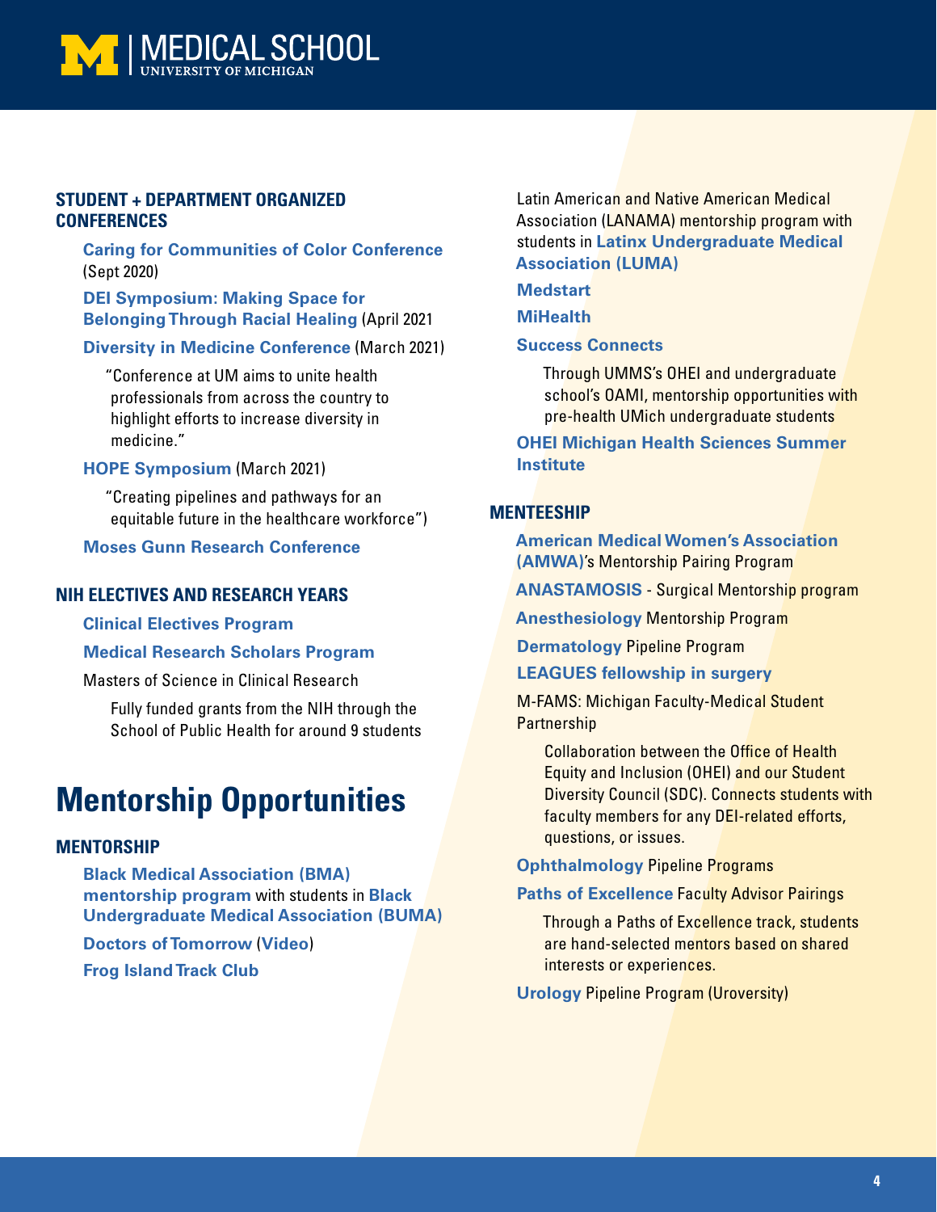### STUDENT + DEPARTMENT ORGANIZED CONFERENCES

**Caring for Communities of Color Conference** (Sept 2020)

**DEI Symposium: Making Space for Belonging Through Racial Healing** (April 2021

**Diversity in Medicine Conference** (March 2021)

> "Conference at UM aims to unite health professionals from across the country to highlight efforts to increase diversity in medicine."

**HOPE Symposium** (March 2021)

> "Creating pipelines and pathways for an equitable future in the healthcare workforce")

**Moses Gunn Research Conference**

### NIH ELECTIVES AND RESEARCH YEARS

**Clinical Electives Program**

**Medical Research Scholars Program**

Masters of Science in Clinical Research

> Fully funded grants from the NIH through the School of Public Health for around 9 students

# Mentorship Opportunities

### MENTORSHIP

**Black Medical Association (BMA) mentorship program** with students in **Black Undergraduate Medical Association (BUMA)**

**Doctors of Tomorrow** (**Video**)

**Frog Island Track Club**

Latin American and Native American Medical Association (LANAMA) mentorship program with students in **Latinx Undergraduate Medical Association (LUMA)**

**Medstart**

**MiHealth**

**Success Connects**

> Through UMMS's OHEI and undergraduate school's OAMI, mentorship opportunities with pre-health UMich undergraduate students

**OHEI Michigan Health Sciences Summer Institute**

### MENTEESHIP

**American Medical Women's Association (AMWA)**'s Mentorship Pairing Program

**ANASTAMOSIS** - Surgical Mentorship program

**Anesthesiology** Mentorship Program

**Dermatology** Pipeline Program

**LEAGUES fellowship in surgery**

M-FAMS: Michigan Faculty-Medical Student Partnership

> Collaboration between the Office of Health Equity and Inclusion (OHEI) and our Student Diversity Council (SDC). Connects students with faculty members for any DEI-related efforts, questions, or issues.

**Ophthalmology** Pipeline Programs

**Paths of Excellence** Faculty Advisor Pairings

> Through a Paths of Excellence track, students are hand-selected mentors based on shared interests or experiences.

**Urology** Pipeline Program (Uroversity)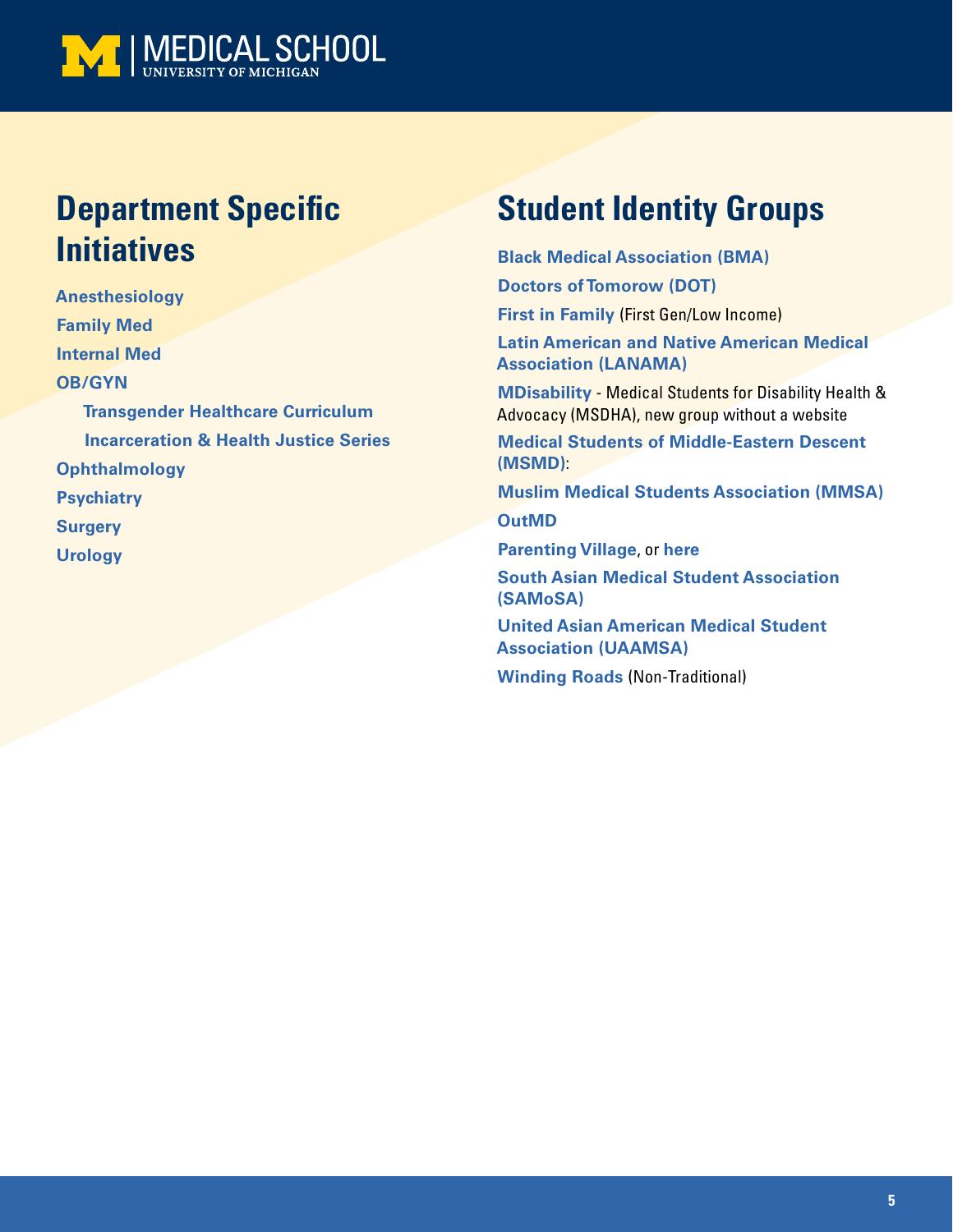# Department Specific Initiatives

- Anesthesiology
- Family Med
- Internal Med
- OB/GYN
  - Transgender Healthcare Curriculum
  - Incarceration & Health Justice Series
- Ophthalmology
- Psychiatry
- Surgery
- Urology

# Student Identity Groups

- Black Medical Association (BMA)
- Doctors of Tomorow (DOT)
- First in Family (First Gen/Low Income)
- Latin American and Native American Medical Association (LANAMA)
- MDisability - Medical Students for Disability Health & Advocacy (MSDHA), new group without a website
- Medical Students of Middle-Eastern Descent (MSMD):
- Muslim Medical Students Association (MMSA)
- OutMD
- Parenting Village, or here
- South Asian Medical Student Association (SAMoSA)
- United Asian American Medical Student Association (UAAMSA)
- Winding Roads (Non-Traditional)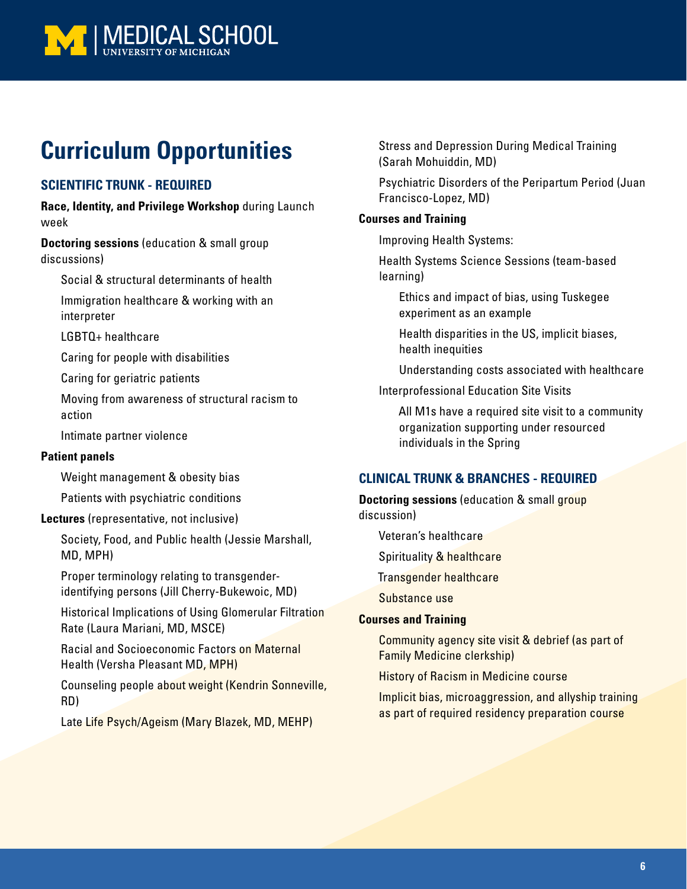# Curriculum Opportunities

## SCIENTIFIC TRUNK - REQUIRED

**Race, Identity, and Privilege Workshop** during Launch week

**Doctoring sessions** (education & small group discussions)

- Social & structural determinants of health
- Immigration healthcare & working with an interpreter
- LGBTQ+ healthcare
- Caring for people with disabilities
- Caring for geriatric patients
- Moving from awareness of structural racism to action
- Intimate partner violence

**Patient panels**

- Weight management & obesity bias
- Patients with psychiatric conditions

**Lectures** (representative, not inclusive)

- Society, Food, and Public health (Jessie Marshall, MD, MPH)
- Proper terminology relating to transgender-identifying persons (Jill Cherry-Bukewoic, MD)
- Historical Implications of Using Glomerular Filtration Rate (Laura Mariani, MD, MSCE)
- Racial and Socioeconomic Factors on Maternal Health (Versha Pleasant MD, MPH)
- Counseling people about weight (Kendrin Sonneville, RD)
- Late Life Psych/Ageism (Mary Blazek, MD, MEHP)
- Stress and Depression During Medical Training (Sarah Mohuiddin, MD)
- Psychiatric Disorders of the Peripartum Period (Juan Francisco-Lopez, MD)

**Courses and Training**

- Improving Health Systems:
- Health Systems Science Sessions (team-based learning)
    - Ethics and impact of bias, using Tuskegee experiment as an example
    - Health disparities in the US, implicit biases, health inequities
    - Understanding costs associated with healthcare
- Interprofessional Education Site Visits
    - All M1s have a required site visit to a community organization supporting under resourced individuals in the Spring

## CLINICAL TRUNK & BRANCHES - REQUIRED

**Doctoring sessions** (education & small group discussion)

- Veteran's healthcare
- Spirituality & healthcare
- Transgender healthcare
- Substance use

**Courses and Training**

- Community agency site visit & debrief (as part of Family Medicine clerkship)
- History of Racism in Medicine course
- Implicit bias, microaggression, and allyship training as part of required residency preparation course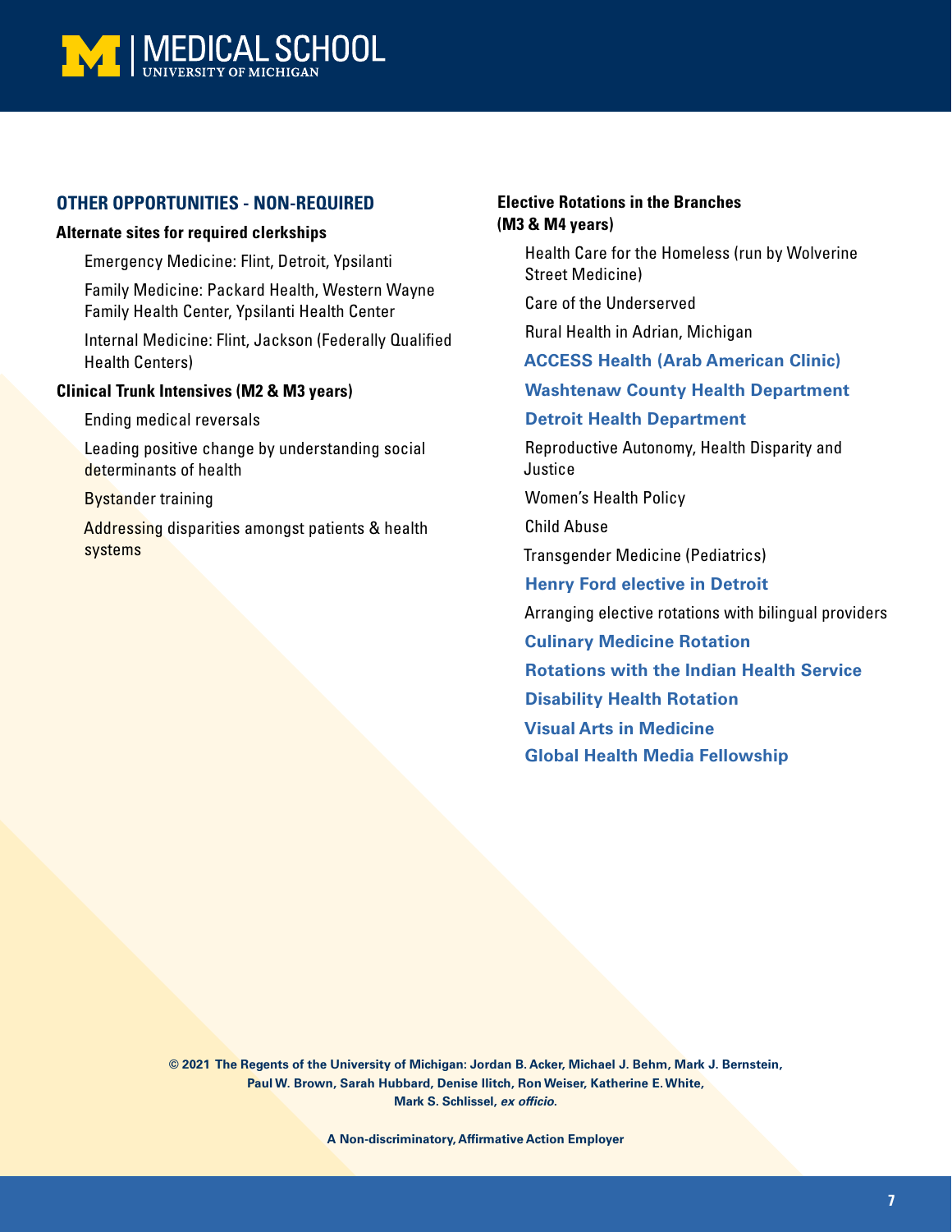## OTHER OPPORTUNITIES - NON-REQUIRED

**Alternate sites for required clerkships**

- Emergency Medicine: Flint, Detroit, Ypsilanti
- Family Medicine: Packard Health, Western Wayne Family Health Center, Ypsilanti Health Center
- Internal Medicine: Flint, Jackson (Federally Qualified Health Centers)

**Clinical Trunk Intensives (M2 & M3 years)**

- Ending medical reversals
- Leading positive change by understanding social determinants of health
- Bystander training
- Addressing disparities amongst patients & health systems

**Elective Rotations in the Branches (M3 & M4 years)**

- Health Care for the Homeless (run by Wolverine Street Medicine)
- Care of the Underserved
- Rural Health in Adrian, Michigan
- **ACCESS Health (Arab American Clinic)**
- **Washtenaw County Health Department**
- **Detroit Health Department**
- Reproductive Autonomy, Health Disparity and Justice
- Women's Health Policy
- Child Abuse
- Transgender Medicine (Pediatrics)
- **Henry Ford elective in Detroit**
- Arranging elective rotations with bilingual providers
- **Culinary Medicine Rotation**
- **Rotations with the Indian Health Service**
- **Disability Health Rotation**
- **Visual Arts in Medicine**
- **Global Health Media Fellowship**

**© 2021 The Regents of the University of Michigan: Jordan B. Acker, Michael J. Behm, Mark J. Bernstein, Paul W. Brown, Sarah Hubbard, Denise Ilitch, Ron Weiser, Katherine E. White, Mark S. Schlissel, *ex officio*.**

**A Non-discriminatory, Affirmative Action Employer**